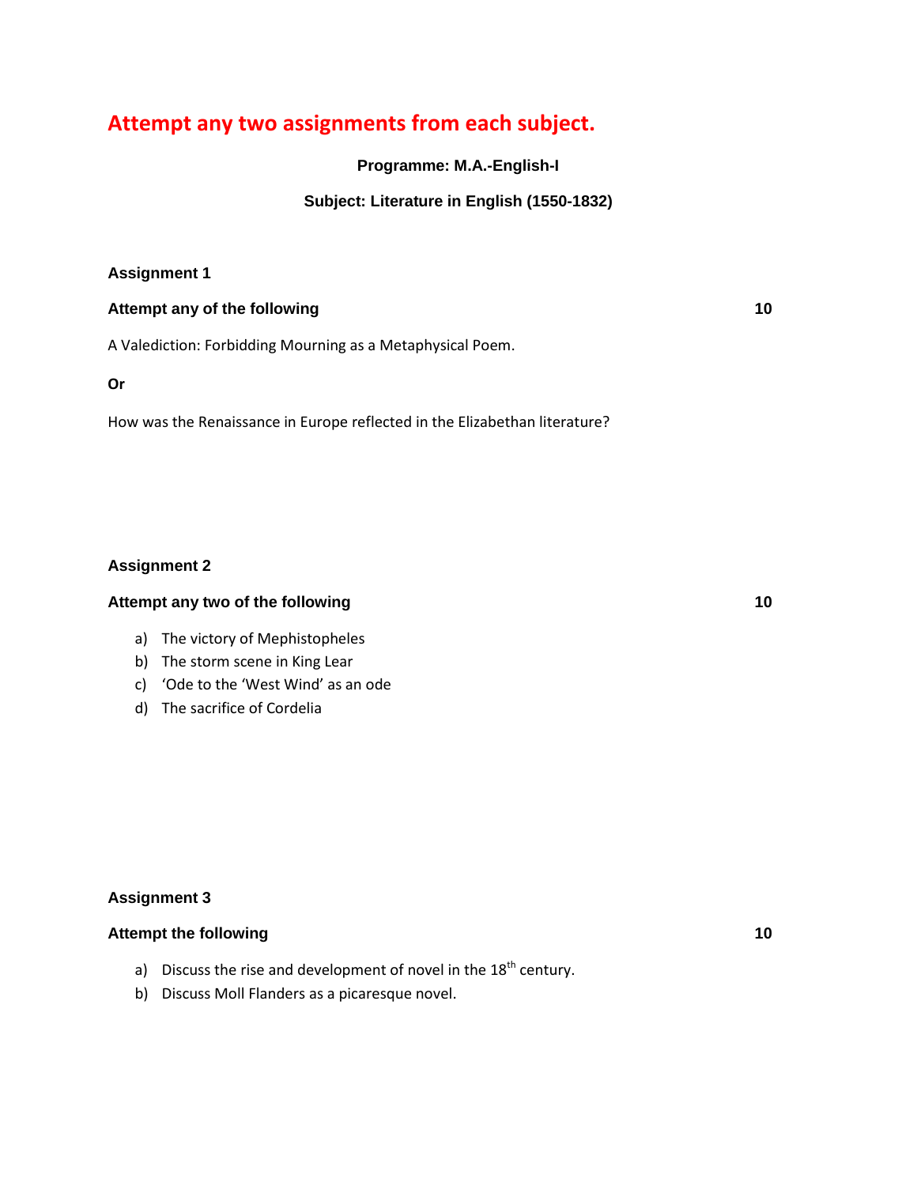# Attempt any two assignments from each subject.

**Programme: M.A.-English-I**

**Subject: Literature in English (1550-1832)**

**Assignment 1**

**Attempt any of the following** **10**

A Valediction: Forbidding Mourning as a Metaphysical Poem.

**Or**

How was the Renaissance in Europe reflected in the Elizabethan literature?

**Assignment 2**

**Attempt any two of the following** **10**

a) The victory of Mephistopheles
b) The storm scene in King Lear
c) 'Ode to the 'West Wind' as an ode
d) The sacrifice of Cordelia

**Assignment 3**

**Attempt the following** **10**

a) Discuss the rise and development of novel in the $18^{th}$ century.
b) Discuss Moll Flanders as a picaresque novel.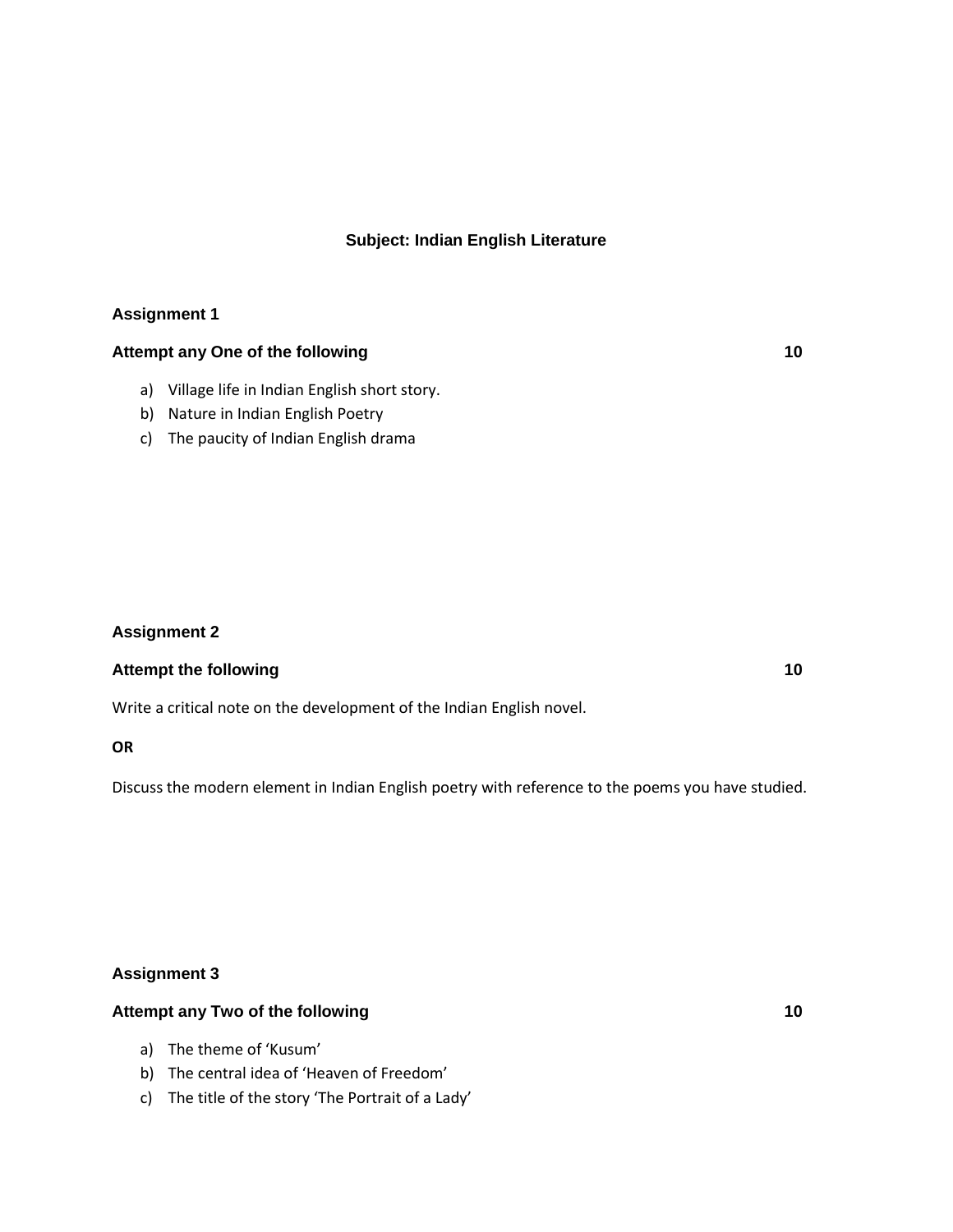## Subject: Indian English Literature

### Assignment 1

**Attempt any One of the following** **10**

a) Village life in Indian English short story.
b) Nature in Indian English Poetry
c) The paucity of Indian English drama

### Assignment 2

**Attempt the following** **10**

Write a critical note on the development of the Indian English novel.

**OR**

Discuss the modern element in Indian English poetry with reference to the poems you have studied.

### Assignment 3

**Attempt any Two of the following** **10**

a) The theme of 'Kusum'
b) The central idea of 'Heaven of Freedom'
c) The title of the story 'The Portrait of a Lady'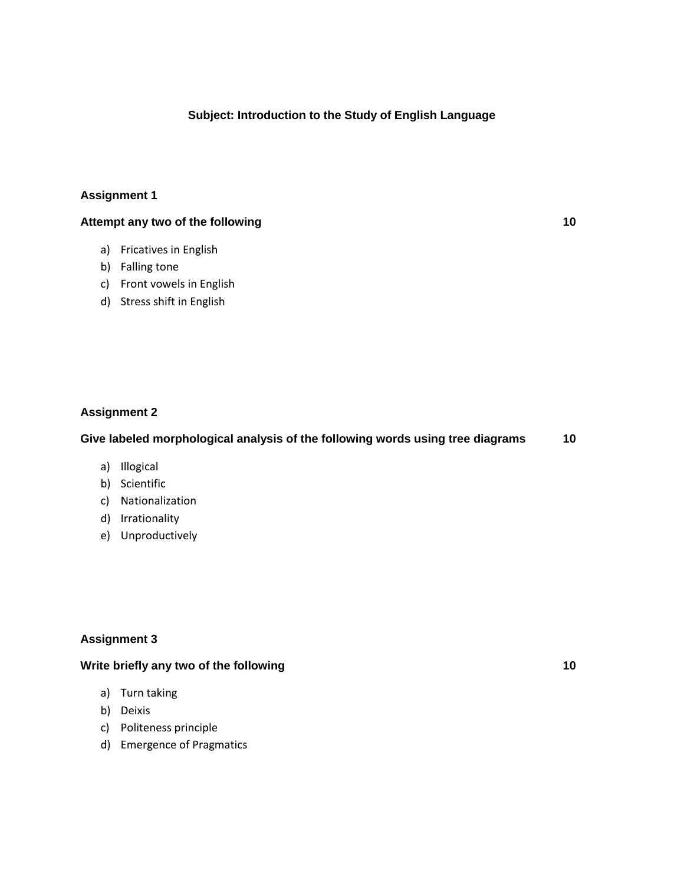# Subject: Introduction to the Study of English Language

## Assignment 1

**Attempt any two of the following** **10**

a) Fricatives in English
b) Falling tone
c) Front vowels in English
d) Stress shift in English

## Assignment 2

**Give labeled morphological analysis of the following words using tree diagrams** **10**

a) Illogical
b) Scientific
c) Nationalization
d) Irrationality
e) Unproductively

## Assignment 3

**Write briefly any two of the following** **10**

a) Turn taking
b) Deixis
c) Politeness principle
d) Emergence of Pragmatics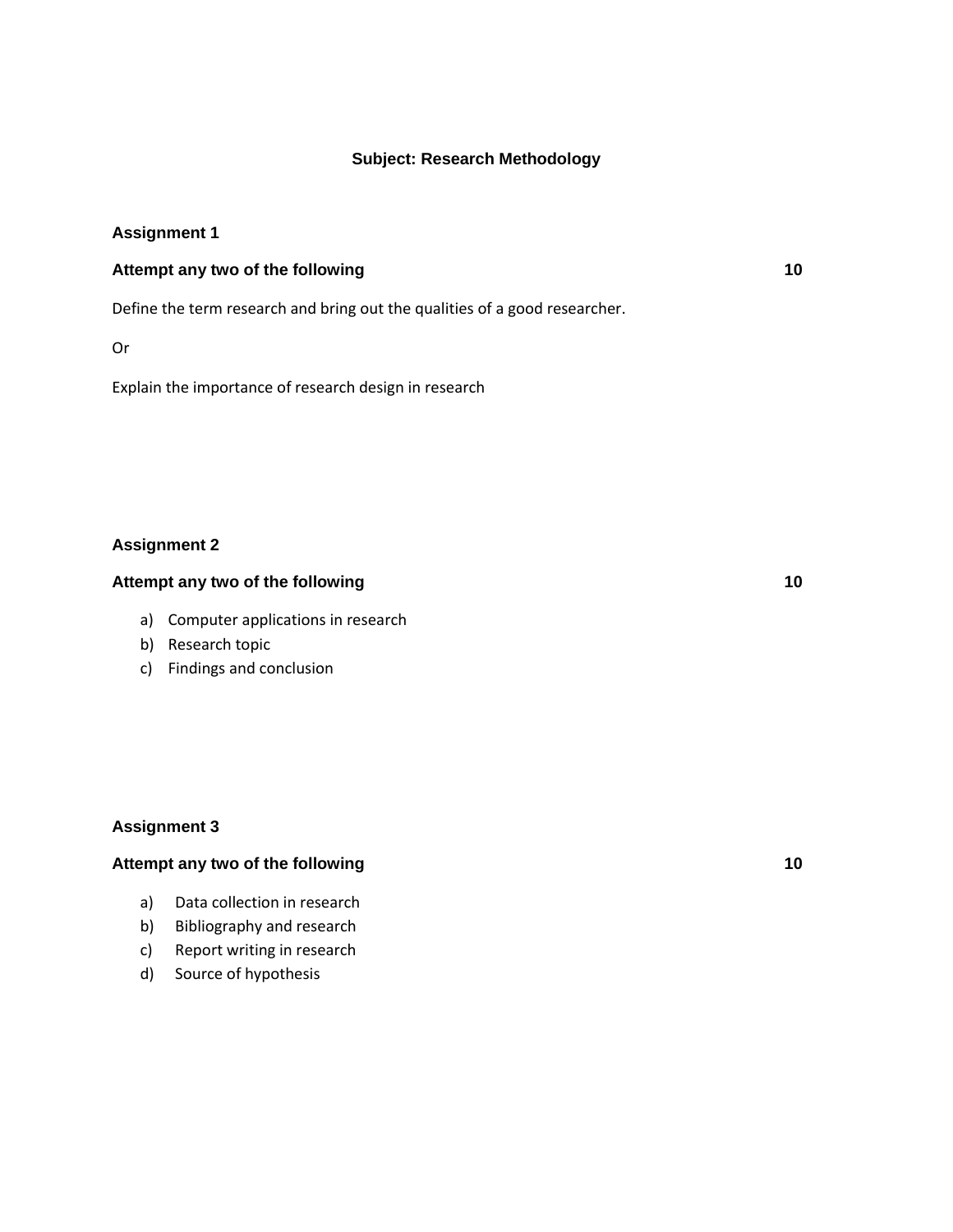## Subject: Research Methodology

### Assignment 1

**Attempt any two of the following** **10**

Define the term research and bring out the qualities of a good researcher.

Or

Explain the importance of research design in research

### Assignment 2

**Attempt any two of the following** **10**

a) Computer applications in research
b) Research topic
c) Findings and conclusion

### Assignment 3

**Attempt any two of the following** **10**

a) Data collection in research
b) Bibliography and research
c) Report writing in research
d) Source of hypothesis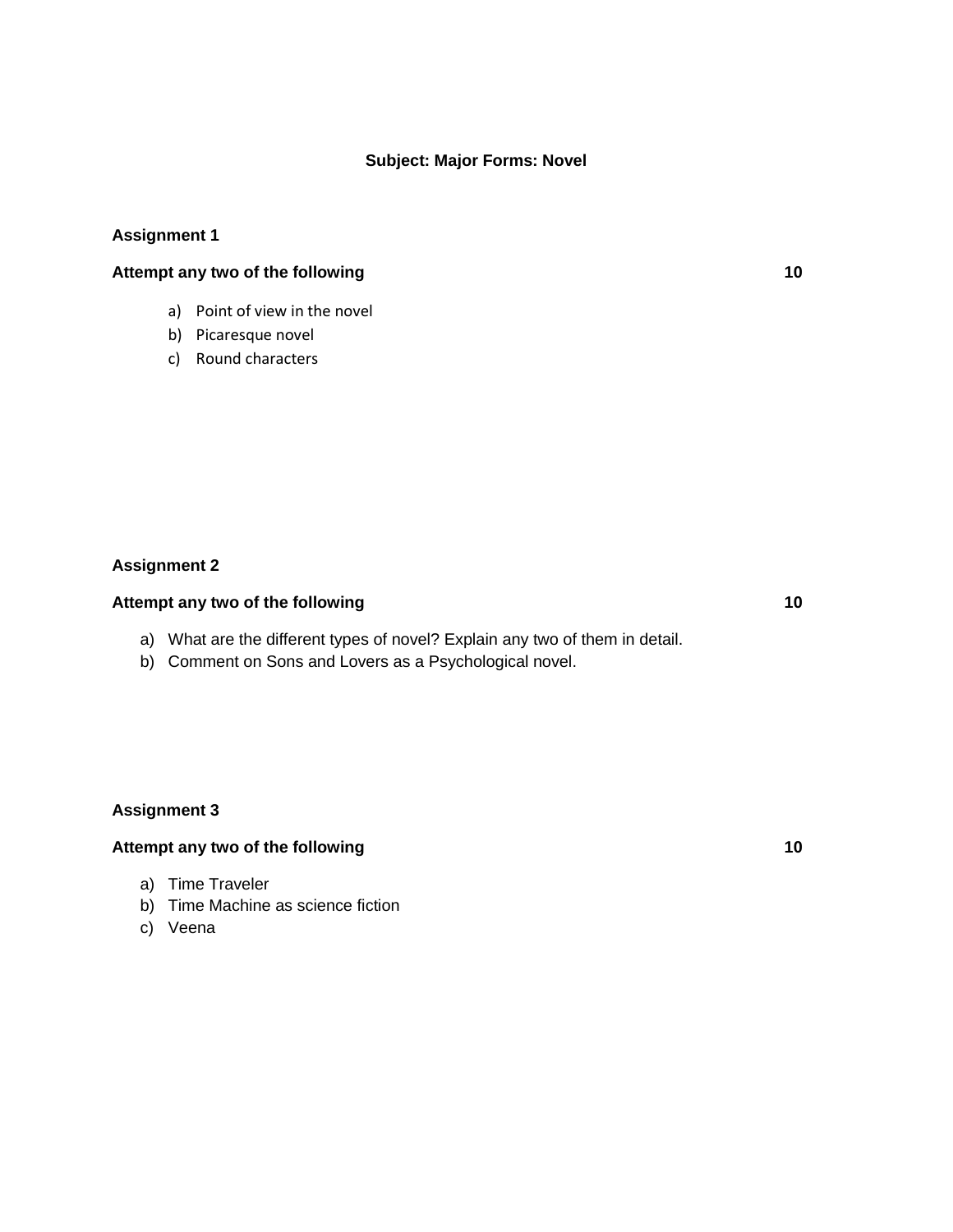**Subject: Major Forms: Novel**

**Assignment 1**

**Attempt any two of the following** **10**

a) Point of view in the novel
b) Picaresque novel
c) Round characters

**Assignment 2**

**Attempt any two of the following** **10**

a) What are the different types of novel? Explain any two of them in detail.
b) Comment on Sons and Lovers as a Psychological novel.

**Assignment 3**

**Attempt any two of the following** **10**

a) Time Traveler
b) Time Machine as science fiction
c) Veena